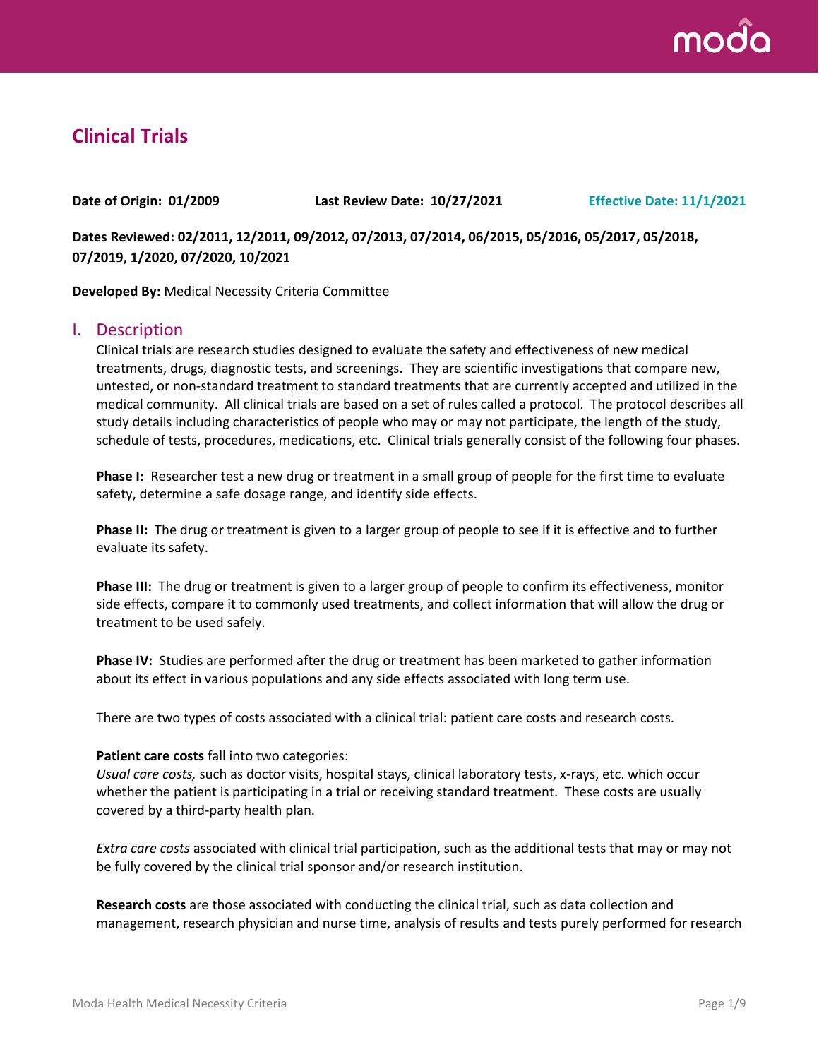# Clinical Trials

**Date of Origin: 01/2009** **Last Review Date: 10/27/2021** **Effective Date: 11/1/2021**

**Dates Reviewed: 02/2011, 12/2011, 09/2012, 07/2013, 07/2014, 06/2015, 05/2016, 05/2017, 05/2018, 07/2019, 1/2020, 07/2020, 10/2021**

**Developed By:** Medical Necessity Criteria Committee

## I. Description

Clinical trials are research studies designed to evaluate the safety and effectiveness of new medical treatments, drugs, diagnostic tests, and screenings. They are scientific investigations that compare new, untested, or non-standard treatment to standard treatments that are currently accepted and utilized in the medical community. All clinical trials are based on a set of rules called a protocol. The protocol describes all study details including characteristics of people who may or may not participate, the length of the study, schedule of tests, procedures, medications, etc. Clinical trials generally consist of the following four phases.

**Phase I:** Researcher test a new drug or treatment in a small group of people for the first time to evaluate safety, determine a safe dosage range, and identify side effects.

**Phase II:** The drug or treatment is given to a larger group of people to see if it is effective and to further evaluate its safety.

**Phase III:** The drug or treatment is given to a larger group of people to confirm its effectiveness, monitor side effects, compare it to commonly used treatments, and collect information that will allow the drug or treatment to be used safely.

**Phase IV:** Studies are performed after the drug or treatment has been marketed to gather information about its effect in various populations and any side effects associated with long term use.

There are two types of costs associated with a clinical trial: patient care costs and research costs.

**Patient care costs** fall into two categories:
*Usual care costs,* such as doctor visits, hospital stays, clinical laboratory tests, x-rays, etc. which occur whether the patient is participating in a trial or receiving standard treatment. These costs are usually covered by a third-party health plan.

*Extra care costs* associated with clinical trial participation, such as the additional tests that may or may not be fully covered by the clinical trial sponsor and/or research institution.

**Research costs** are those associated with conducting the clinical trial, such as data collection and management, research physician and nurse time, analysis of results and tests purely performed for research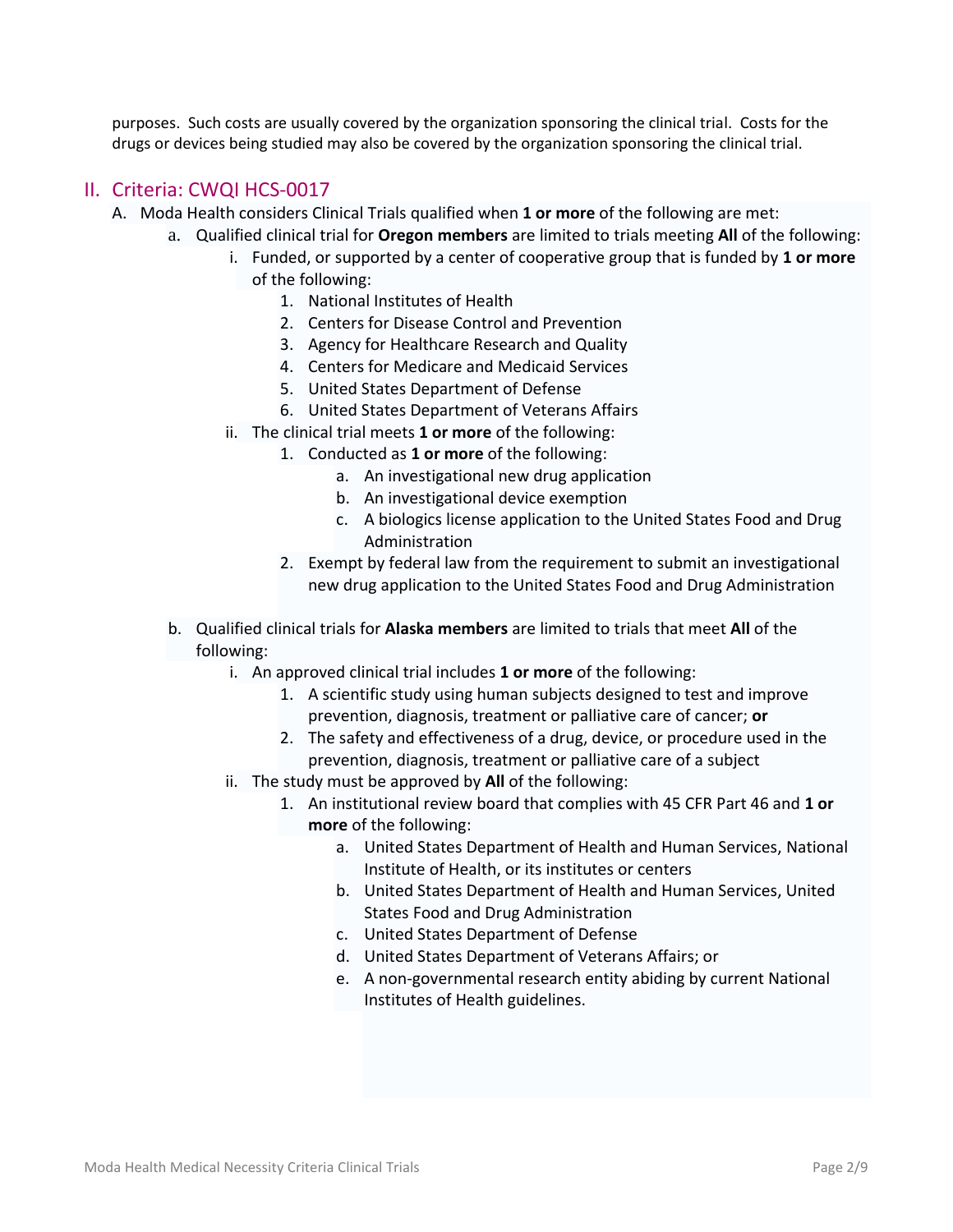purposes. Such costs are usually covered by the organization sponsoring the clinical trial. Costs for the drugs or devices being studied may also be covered by the organization sponsoring the clinical trial.

## II. Criteria: CWQI HCS-0017

A. Moda Health considers Clinical Trials qualified when **1 or more** of the following are met:

- a. Qualified clinical trial for **Oregon members** are limited to trials meeting **All** of the following:
  - i. Funded, or supported by a center of cooperative group that is funded by **1 or more** of the following:
    1. National Institutes of Health
    2. Centers for Disease Control and Prevention
    3. Agency for Healthcare Research and Quality
    4. Centers for Medicare and Medicaid Services
    5. United States Department of Defense
    6. United States Department of Veterans Affairs
  - ii. The clinical trial meets **1 or more** of the following:
    1. Conducted as **1 or more** of the following:
       - a. An investigational new drug application
       - b. An investigational device exemption
       - c. A biologics license application to the United States Food and Drug Administration
    2. Exempt by federal law from the requirement to submit an investigational new drug application to the United States Food and Drug Administration

- b. Qualified clinical trials for **Alaska members** are limited to trials that meet **All** of the following:
  - i. An approved clinical trial includes **1 or more** of the following:
    1. A scientific study using human subjects designed to test and improve prevention, diagnosis, treatment or palliative care of cancer; **or**
    2. The safety and effectiveness of a drug, device, or procedure used in the prevention, diagnosis, treatment or palliative care of a subject
  - ii. The study must be approved by **All** of the following:
    1. An institutional review board that complies with 45 CFR Part 46 and **1 or more** of the following:
       - a. United States Department of Health and Human Services, National Institute of Health, or its institutes or centers
       - b. United States Department of Health and Human Services, United States Food and Drug Administration
       - c. United States Department of Defense
       - d. United States Department of Veterans Affairs; or
       - e. A non-governmental research entity abiding by current National Institutes of Health guidelines.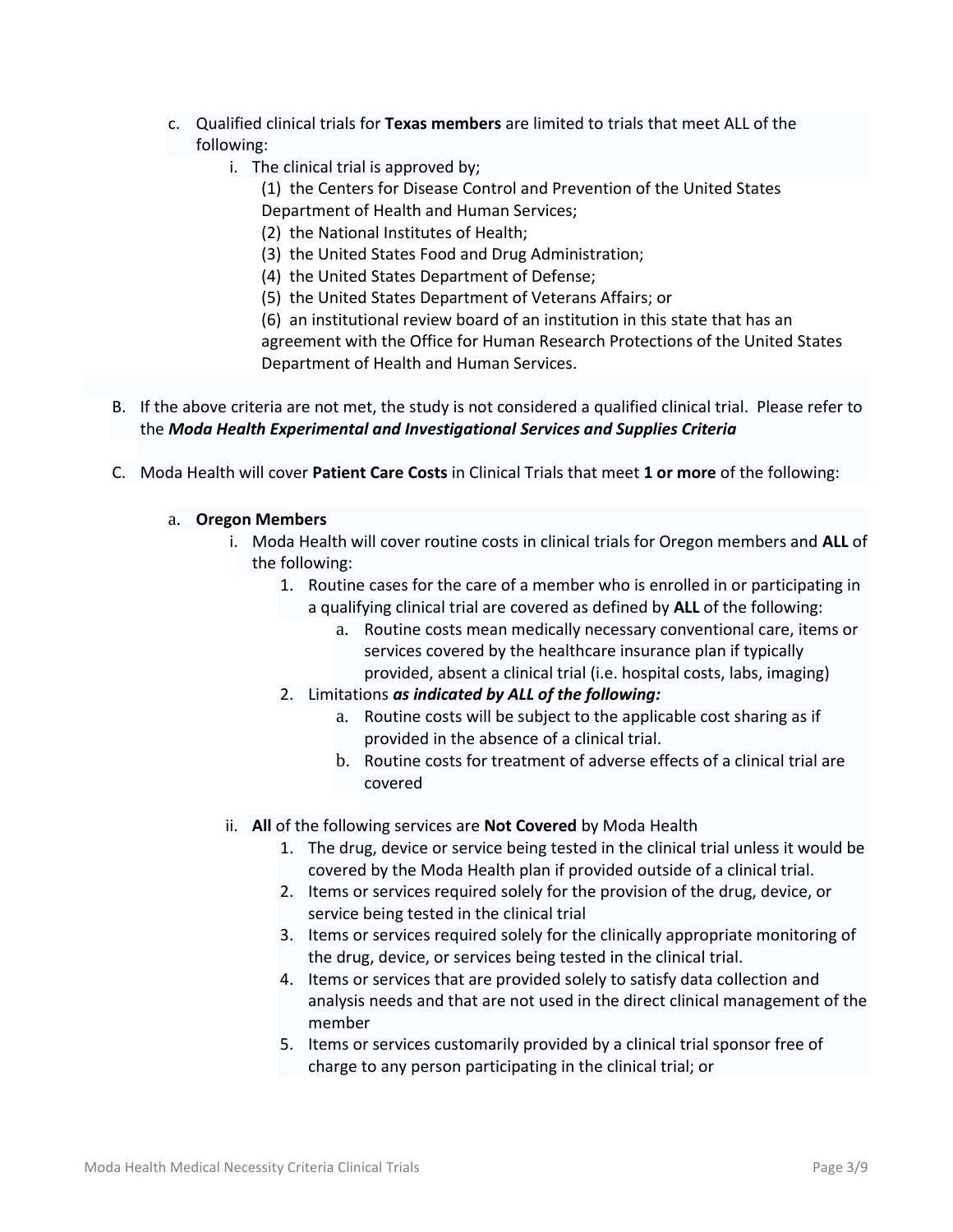c. Qualified clinical trials for **Texas members** are limited to trials that meet ALL of the following:

   i. The clinical trial is approved by;

      (1) the Centers for Disease Control and Prevention of the United States Department of Health and Human Services;

      (2) the National Institutes of Health;

      (3) the United States Food and Drug Administration;

      (4) the United States Department of Defense;

      (5) the United States Department of Veterans Affairs; or

      (6) an institutional review board of an institution in this state that has an agreement with the Office for Human Research Protections of the United States Department of Health and Human Services.

B. If the above criteria are not met, the study is not considered a qualified clinical trial. Please refer to the ***Moda Health Experimental and Investigational Services and Supplies Criteria***

C. Moda Health will cover **Patient Care Costs** in Clinical Trials that meet **1 or more** of the following:

   a. **Oregon Members**

      i. Moda Health will cover routine costs in clinical trials for Oregon members and **ALL** of the following:

         1. Routine cases for the care of a member who is enrolled in or participating in a qualifying clinical trial are covered as defined by **ALL** of the following:

            a. Routine costs mean medically necessary conventional care, items or services covered by the healthcare insurance plan if typically provided, absent a clinical trial (i.e. hospital costs, labs, imaging)

         2. Limitations ***as indicated by ALL of the following:***

            a. Routine costs will be subject to the applicable cost sharing as if provided in the absence of a clinical trial.

            b. Routine costs for treatment of adverse effects of a clinical trial are covered

      ii. **All** of the following services are **Not Covered** by Moda Health

         1. The drug, device or service being tested in the clinical trial unless it would be covered by the Moda Health plan if provided outside of a clinical trial.
         2. Items or services required solely for the provision of the drug, device, or service being tested in the clinical trial
         3. Items or services required solely for the clinically appropriate monitoring of the drug, device, or services being tested in the clinical trial.
         4. Items or services that are provided solely to satisfy data collection and analysis needs and that are not used in the direct clinical management of the member
         5. Items or services customarily provided by a clinical trial sponsor free of charge to any person participating in the clinical trial; or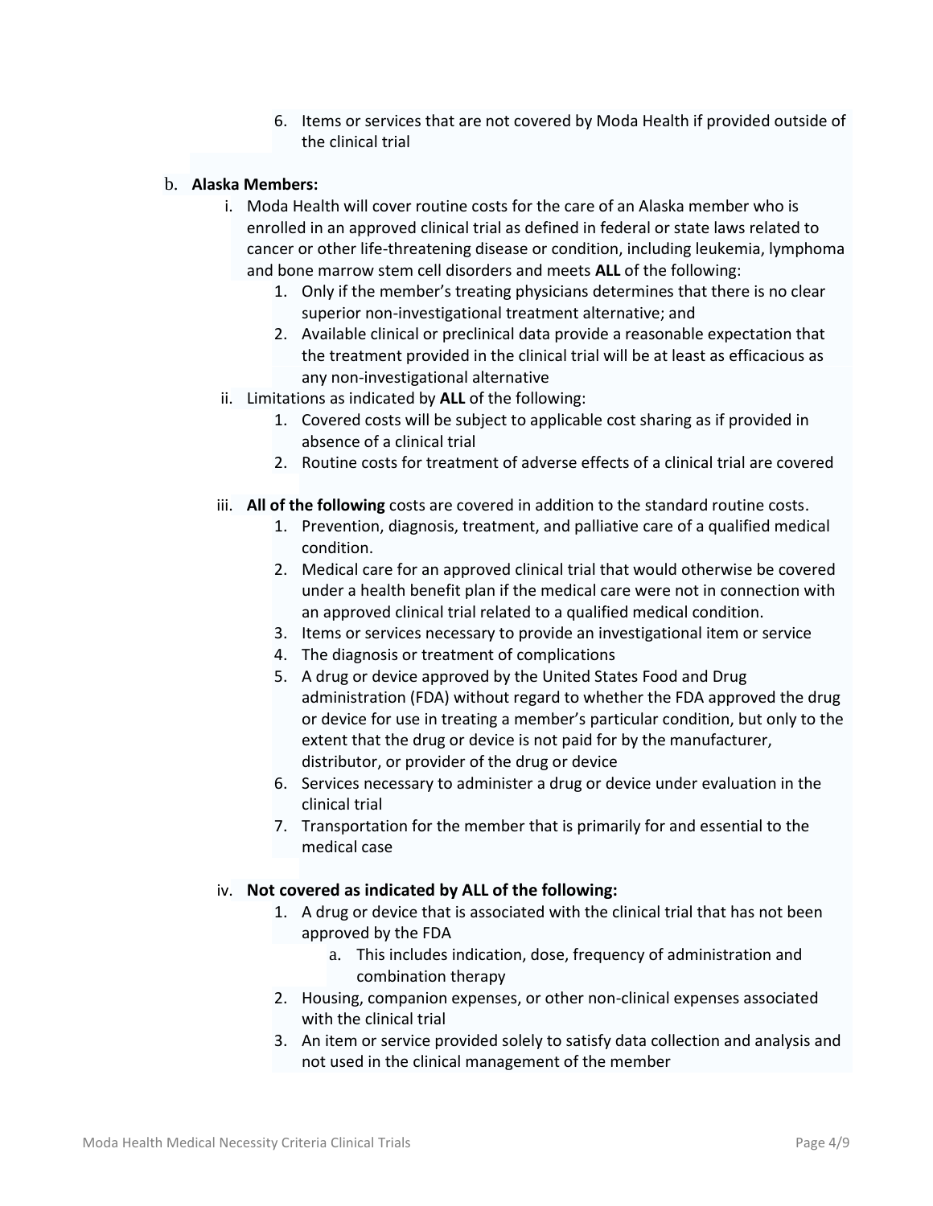6. Items or services that are not covered by Moda Health if provided outside of the clinical trial

b. **Alaska Members:**

   i. Moda Health will cover routine costs for the care of an Alaska member who is enrolled in an approved clinical trial as defined in federal or state laws related to cancer or other life-threatening disease or condition, including leukemia, lymphoma and bone marrow stem cell disorders and meets **ALL** of the following:
      1. Only if the member's treating physicians determines that there is no clear superior non-investigational treatment alternative; and
      2. Available clinical or preclinical data provide a reasonable expectation that the treatment provided in the clinical trial will be at least as efficacious as any non-investigational alternative

   ii. Limitations as indicated by **ALL** of the following:
      1. Covered costs will be subject to applicable cost sharing as if provided in absence of a clinical trial
      2. Routine costs for treatment of adverse effects of a clinical trial are covered

   iii. **All of the following** costs are covered in addition to the standard routine costs.
      1. Prevention, diagnosis, treatment, and palliative care of a qualified medical condition.
      2. Medical care for an approved clinical trial that would otherwise be covered under a health benefit plan if the medical care were not in connection with an approved clinical trial related to a qualified medical condition.
      3. Items or services necessary to provide an investigational item or service
      4. The diagnosis or treatment of complications
      5. A drug or device approved by the United States Food and Drug administration (FDA) without regard to whether the FDA approved the drug or device for use in treating a member's particular condition, but only to the extent that the drug or device is not paid for by the manufacturer, distributor, or provider of the drug or device
      6. Services necessary to administer a drug or device under evaluation in the clinical trial
      7. Transportation for the member that is primarily for and essential to the medical case

   iv. **Not covered as indicated by ALL of the following:**
      1. A drug or device that is associated with the clinical trial that has not been approved by the FDA
         a. This includes indication, dose, frequency of administration and combination therapy
      2. Housing, companion expenses, or other non-clinical expenses associated with the clinical trial
      3. An item or service provided solely to satisfy data collection and analysis and not used in the clinical management of the member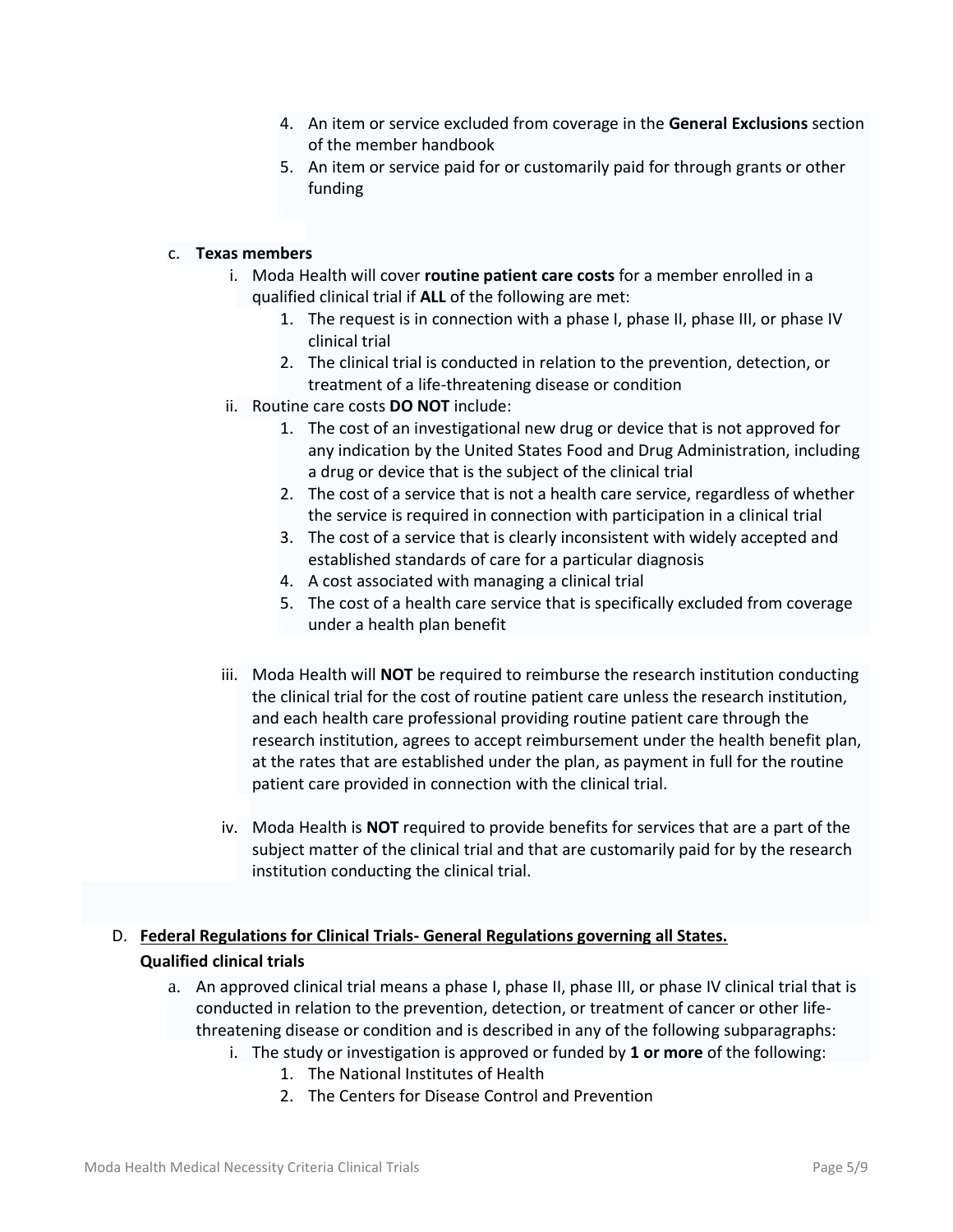4. An item or service excluded from coverage in the **General Exclusions** section of the member handbook
5. An item or service paid for or customarily paid for through grants or other funding

c. **Texas members**

   i. Moda Health will cover **routine patient care costs** for a member enrolled in a qualified clinical trial if **ALL** of the following are met:
      1. The request is in connection with a phase I, phase II, phase III, or phase IV clinical trial
      2. The clinical trial is conducted in relation to the prevention, detection, or treatment of a life-threatening disease or condition

   ii. Routine care costs **DO NOT** include:
      1. The cost of an investigational new drug or device that is not approved for any indication by the United States Food and Drug Administration, including a drug or device that is the subject of the clinical trial
      2. The cost of a service that is not a health care service, regardless of whether the service is required in connection with participation in a clinical trial
      3. The cost of a service that is clearly inconsistent with widely accepted and established standards of care for a particular diagnosis
      4. A cost associated with managing a clinical trial
      5. The cost of a health care service that is specifically excluded from coverage under a health plan benefit

   iii. Moda Health will **NOT** be required to reimburse the research institution conducting the clinical trial for the cost of routine patient care unless the research institution, and each health care professional providing routine patient care through the research institution, agrees to accept reimbursement under the health benefit plan, at the rates that are established under the plan, as payment in full for the routine patient care provided in connection with the clinical trial.

   iv. Moda Health is **NOT** required to provide benefits for services that are a part of the subject matter of the clinical trial and that are customarily paid for by the research institution conducting the clinical trial.

D. **<u>Federal Regulations for Clinical Trials- General Regulations governing all States.</u>**

**Qualified clinical trials**

a. An approved clinical trial means a phase I, phase II, phase III, or phase IV clinical trial that is conducted in relation to the prevention, detection, or treatment of cancer or other life-threatening disease or condition and is described in any of the following subparagraphs:

   i. The study or investigation is approved or funded by **1 or more** of the following:
      1. The National Institutes of Health
      2. The Centers for Disease Control and Prevention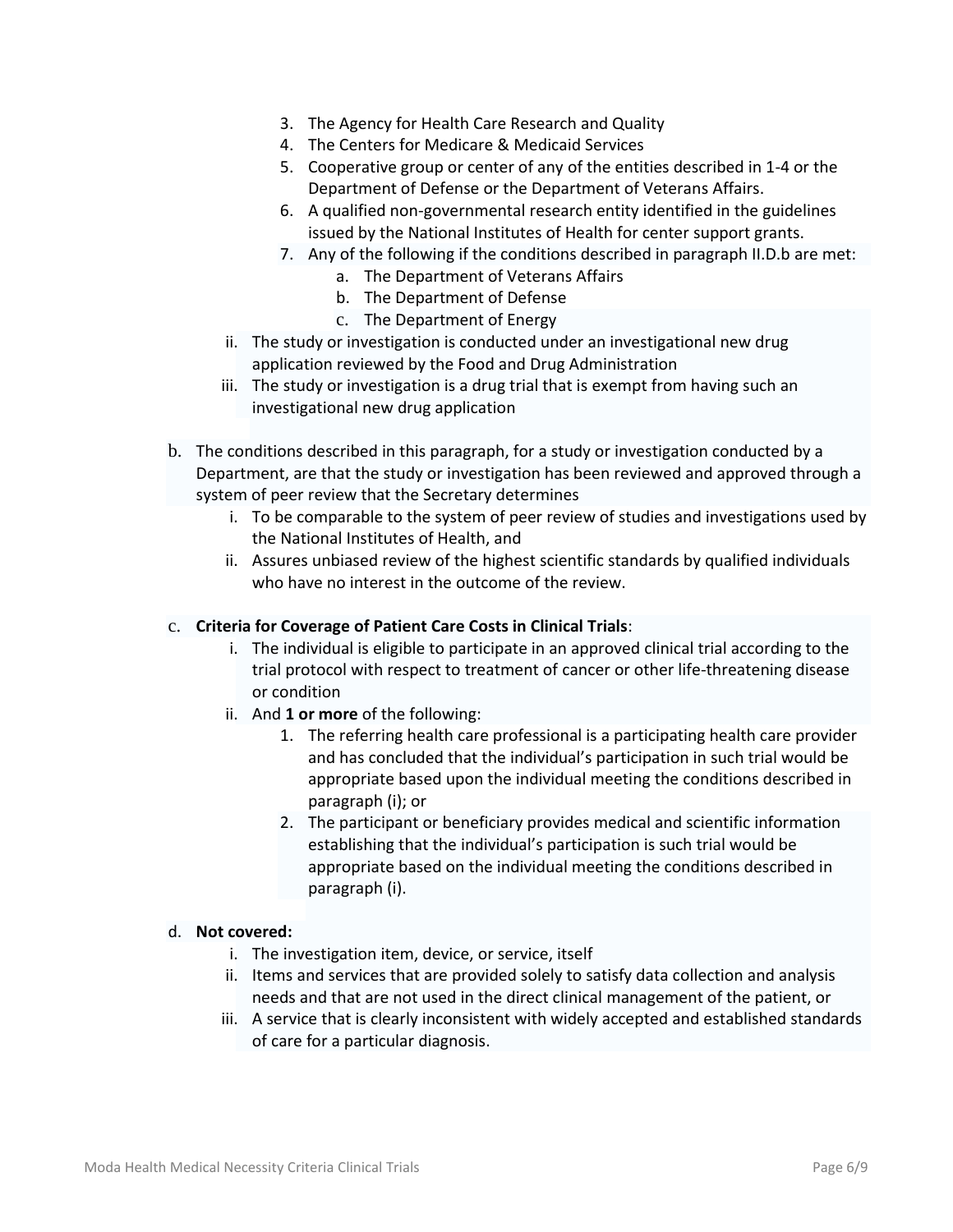3. The Agency for Health Care Research and Quality
4. The Centers for Medicare & Medicaid Services
5. Cooperative group or center of any of the entities described in 1-4 or the Department of Defense or the Department of Veterans Affairs.
6. A qualified non-governmental research entity identified in the guidelines issued by the National Institutes of Health for center support grants.
7. Any of the following if the conditions described in paragraph II.D.b are met:
   a. The Department of Veterans Affairs
   b. The Department of Defense
   c. The Department of Energy

ii. The study or investigation is conducted under an investigational new drug application reviewed by the Food and Drug Administration

iii. The study or investigation is a drug trial that is exempt from having such an investigational new drug application

b. The conditions described in this paragraph, for a study or investigation conducted by a Department, are that the study or investigation has been reviewed and approved through a system of peer review that the Secretary determines

   i. To be comparable to the system of peer review of studies and investigations used by the National Institutes of Health, and
   ii. Assures unbiased review of the highest scientific standards by qualified individuals who have no interest in the outcome of the review.

c. **Criteria for Coverage of Patient Care Costs in Clinical Trials**:

   i. The individual is eligible to participate in an approved clinical trial according to the trial protocol with respect to treatment of cancer or other life-threatening disease or condition
   ii. And **1 or more** of the following:
      1. The referring health care professional is a participating health care provider and has concluded that the individual's participation in such trial would be appropriate based upon the individual meeting the conditions described in paragraph (i); or
      2. The participant or beneficiary provides medical and scientific information establishing that the individual's participation is such trial would be appropriate based on the individual meeting the conditions described in paragraph (i).

d. **Not covered:**

   i. The investigation item, device, or service, itself
   ii. Items and services that are provided solely to satisfy data collection and analysis needs and that are not used in the direct clinical management of the patient, or
   iii. A service that is clearly inconsistent with widely accepted and established standards of care for a particular diagnosis.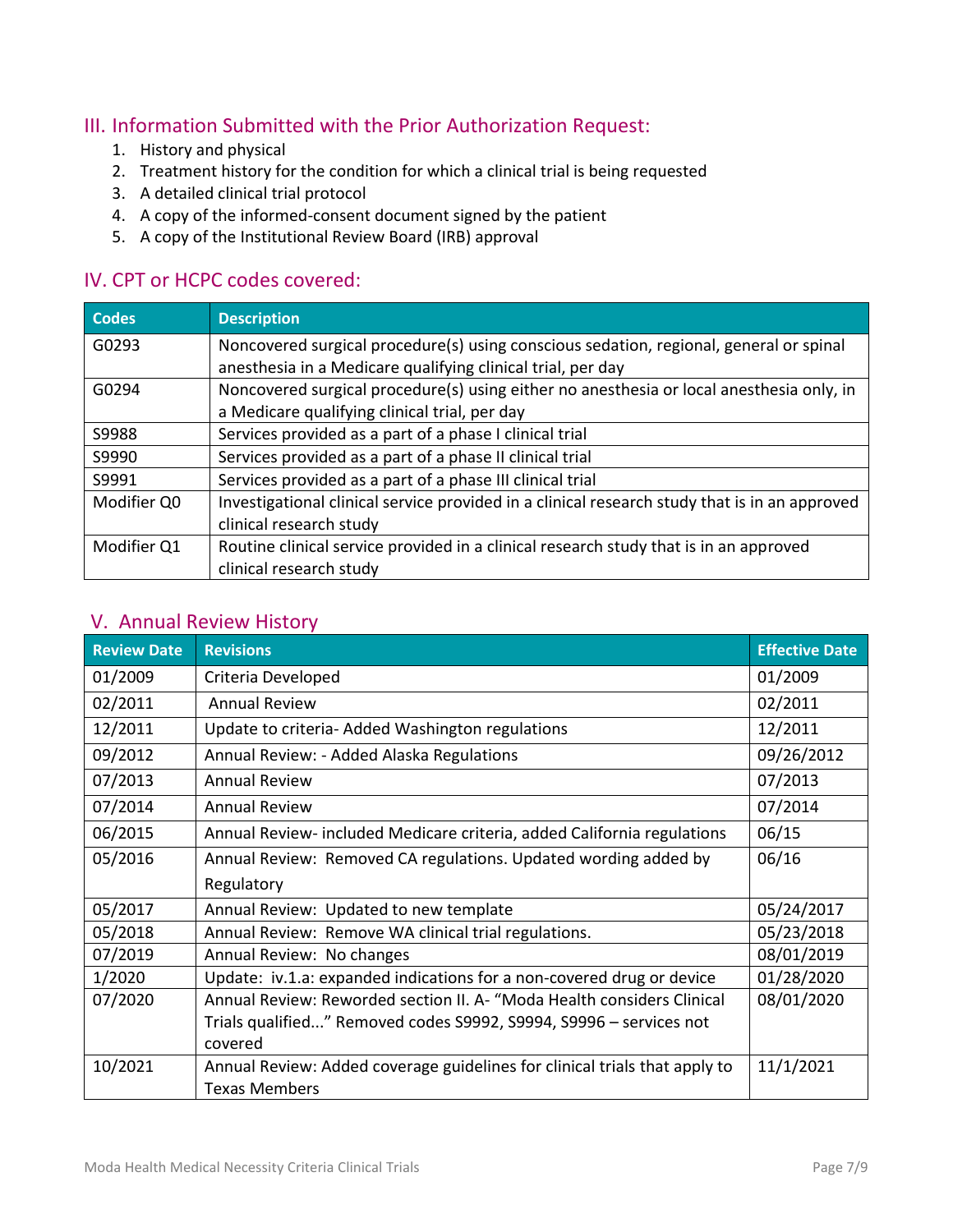## III. Information Submitted with the Prior Authorization Request:

1. History and physical
2. Treatment history for the condition for which a clinical trial is being requested
3. A detailed clinical trial protocol
4. A copy of the informed-consent document signed by the patient
5. A copy of the Institutional Review Board (IRB) approval

## IV. CPT or HCPC codes covered:

| Codes | Description |
|---|---|
| G0293 | Noncovered surgical procedure(s) using conscious sedation, regional, general or spinal anesthesia in a Medicare qualifying clinical trial, per day |
| G0294 | Noncovered surgical procedure(s) using either no anesthesia or local anesthesia only, in a Medicare qualifying clinical trial, per day |
| S9988 | Services provided as a part of a phase I clinical trial |
| S9990 | Services provided as a part of a phase II clinical trial |
| S9991 | Services provided as a part of a phase III clinical trial |
| Modifier Q0 | Investigational clinical service provided in a clinical research study that is in an approved clinical research study |
| Modifier Q1 | Routine clinical service provided in a clinical research study that is in an approved clinical research study |

## V. Annual Review History

| Review Date | Revisions | Effective Date |
|---|---|---|
| 01/2009 | Criteria Developed | 01/2009 |
| 02/2011 | Annual Review | 02/2011 |
| 12/2011 | Update to criteria- Added Washington regulations | 12/2011 |
| 09/2012 | Annual Review: - Added Alaska Regulations | 09/26/2012 |
| 07/2013 | Annual Review | 07/2013 |
| 07/2014 | Annual Review | 07/2014 |
| 06/2015 | Annual Review- included Medicare criteria, added California regulations | 06/15 |
| 05/2016 | Annual Review: Removed CA regulations. Updated wording added by Regulatory | 06/16 |
| 05/2017 | Annual Review: Updated to new template | 05/24/2017 |
| 05/2018 | Annual Review: Remove WA clinical trial regulations. | 05/23/2018 |
| 07/2019 | Annual Review: No changes | 08/01/2019 |
| 1/2020 | Update: iv.1.a: expanded indications for a non-covered drug or device | 01/28/2020 |
| 07/2020 | Annual Review: Reworded section II. A- "Moda Health considers Clinical Trials qualified..." Removed codes S9992, S9994, S9996 – services not covered | 08/01/2020 |
| 10/2021 | Annual Review: Added coverage guidelines for clinical trials that apply to Texas Members | 11/1/2021 |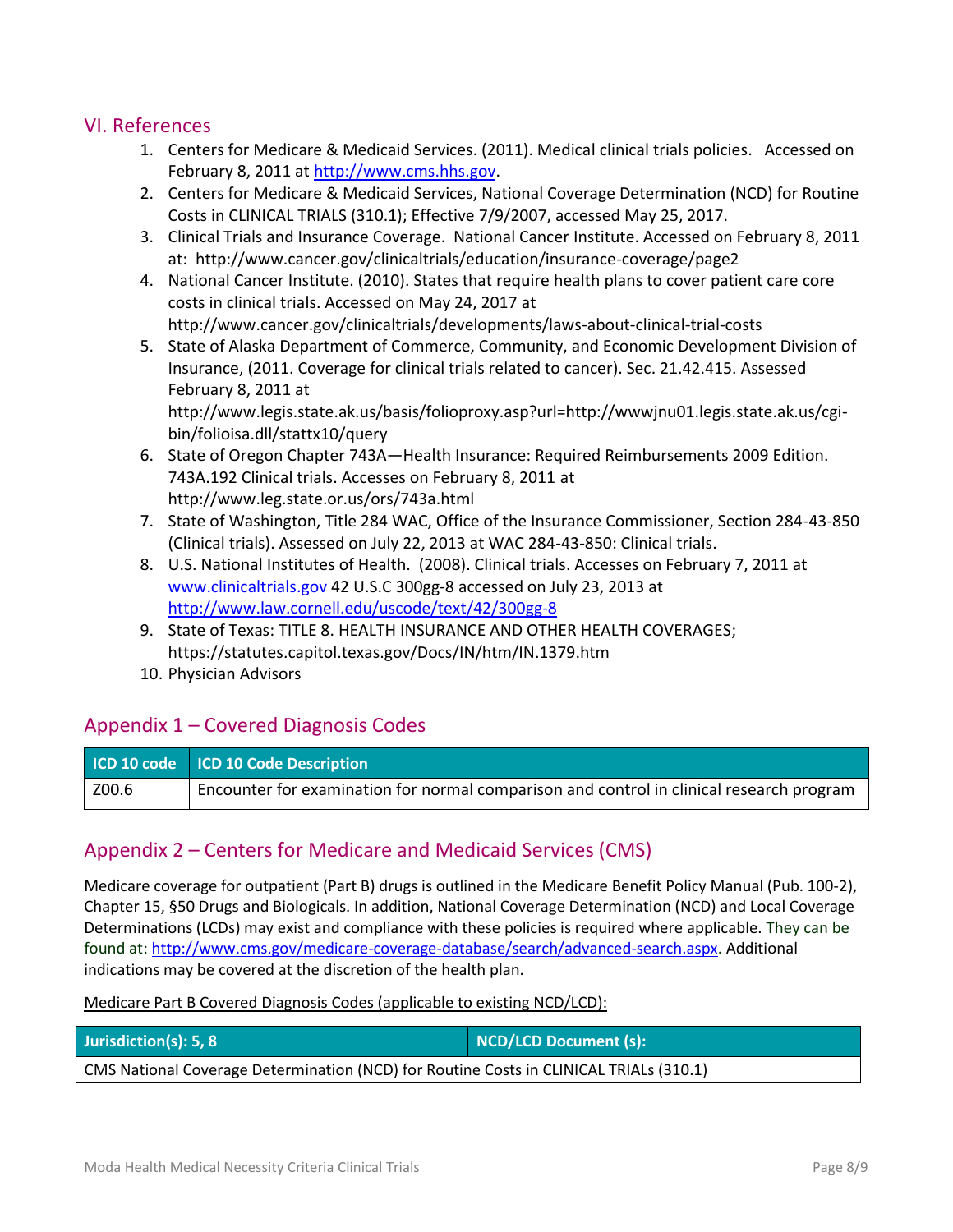## VI. References

1. Centers for Medicare & Medicaid Services. (2011). Medical clinical trials policies. Accessed on February 8, 2011 at http://www.cms.hhs.gov.
2. Centers for Medicare & Medicaid Services, National Coverage Determination (NCD) for Routine Costs in CLINICAL TRIALS (310.1); Effective 7/9/2007, accessed May 25, 2017.
3. Clinical Trials and Insurance Coverage. National Cancer Institute. Accessed on February 8, 2011 at: http://www.cancer.gov/clinicaltrials/education/insurance-coverage/page2
4. National Cancer Institute. (2010). States that require health plans to cover patient care core costs in clinical trials. Accessed on May 24, 2017 at http://www.cancer.gov/clinicaltrials/developments/laws-about-clinical-trial-costs
5. State of Alaska Department of Commerce, Community, and Economic Development Division of Insurance, (2011. Coverage for clinical trials related to cancer). Sec. 21.42.415. Assessed February 8, 2011 at http://www.legis.state.ak.us/basis/folioproxy.asp?url=http://wwwjnu01.legis.state.ak.us/cgi-bin/folioisa.dll/stattx10/query
6. State of Oregon Chapter 743A—Health Insurance: Required Reimbursements 2009 Edition. 743A.192 Clinical trials. Accesses on February 8, 2011 at http://www.leg.state.or.us/ors/743a.html
7. State of Washington, Title 284 WAC, Office of the Insurance Commissioner, Section 284-43-850 (Clinical trials). Assessed on July 22, 2013 at WAC 284-43-850: Clinical trials.
8. U.S. National Institutes of Health. (2008). Clinical trials. Accesses on February 7, 2011 at www.clinicaltrials.gov 42 U.S.C 300gg-8 accessed on July 23, 2013 at http://www.law.cornell.edu/uscode/text/42/300gg-8
9. State of Texas: TITLE 8. HEALTH INSURANCE AND OTHER HEALTH COVERAGES; https://statutes.capitol.texas.gov/Docs/IN/htm/IN.1379.htm
10. Physician Advisors

## Appendix 1 – Covered Diagnosis Codes

| ICD 10 code | ICD 10 Code Description |
|---|---|
| Z00.6 | Encounter for examination for normal comparison and control in clinical research program |

## Appendix 2 – Centers for Medicare and Medicaid Services (CMS)

Medicare coverage for outpatient (Part B) drugs is outlined in the Medicare Benefit Policy Manual (Pub. 100-2), Chapter 15, §50 Drugs and Biologicals. In addition, National Coverage Determination (NCD) and Local Coverage Determinations (LCDs) may exist and compliance with these policies is required where applicable. They can be found at: http://www.cms.gov/medicare-coverage-database/search/advanced-search.aspx. Additional indications may be covered at the discretion of the health plan.

Medicare Part B Covered Diagnosis Codes (applicable to existing NCD/LCD):

| Jurisdiction(s): 5, 8 | NCD/LCD Document (s): |
|---|---|
| CMS National Coverage Determination (NCD) for Routine Costs in CLINICAL TRIALs (310.1) | |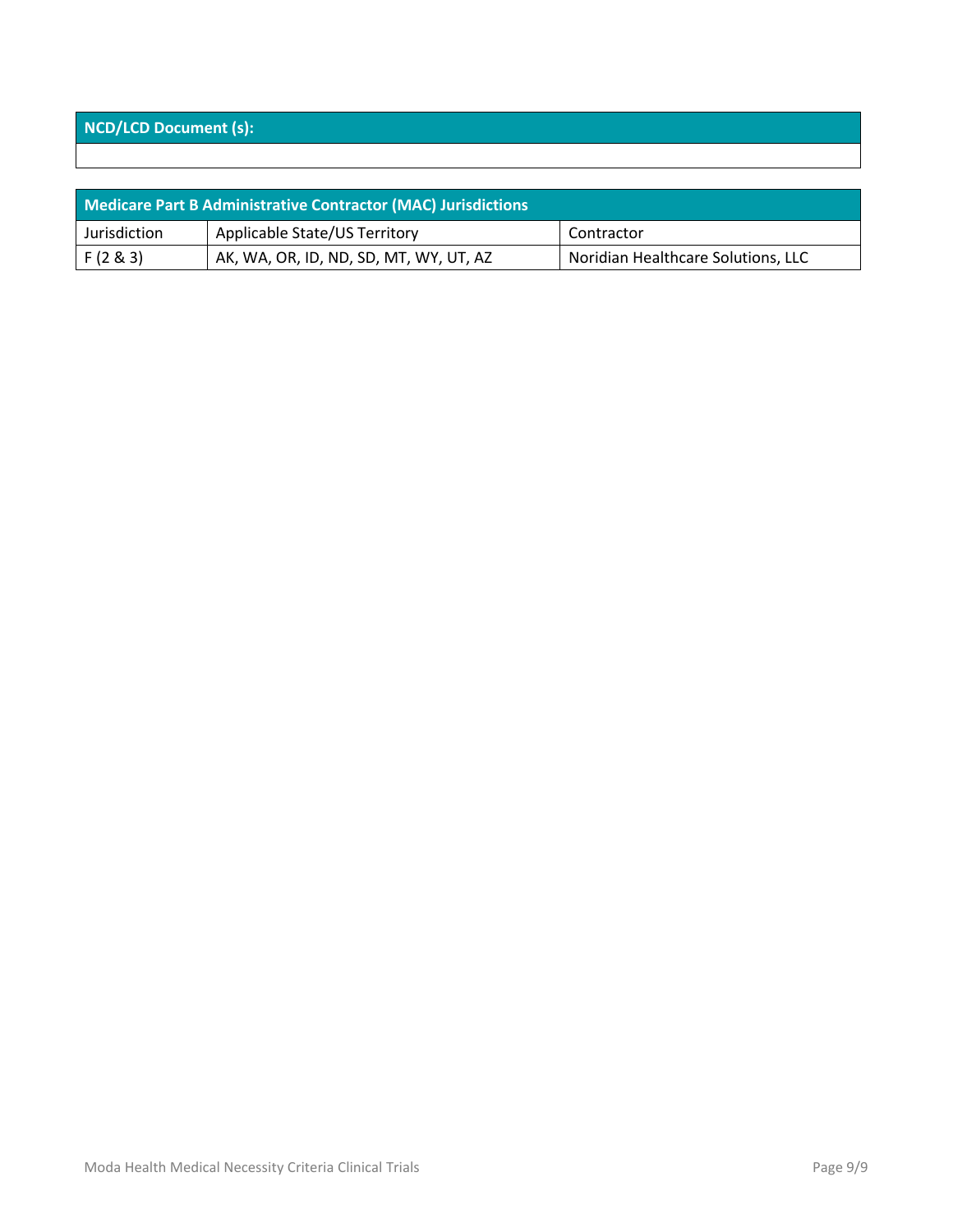| NCD/LCD Document (s): |
| --- |
| |

| Medicare Part B Administrative Contractor (MAC) Jurisdictions | | |
| --- | --- | --- |
| Jurisdiction | Applicable State/US Territory | Contractor |
| F (2 & 3) | AK, WA, OR, ID, ND, SD, MT, WY, UT, AZ | Noridian Healthcare Solutions, LLC |